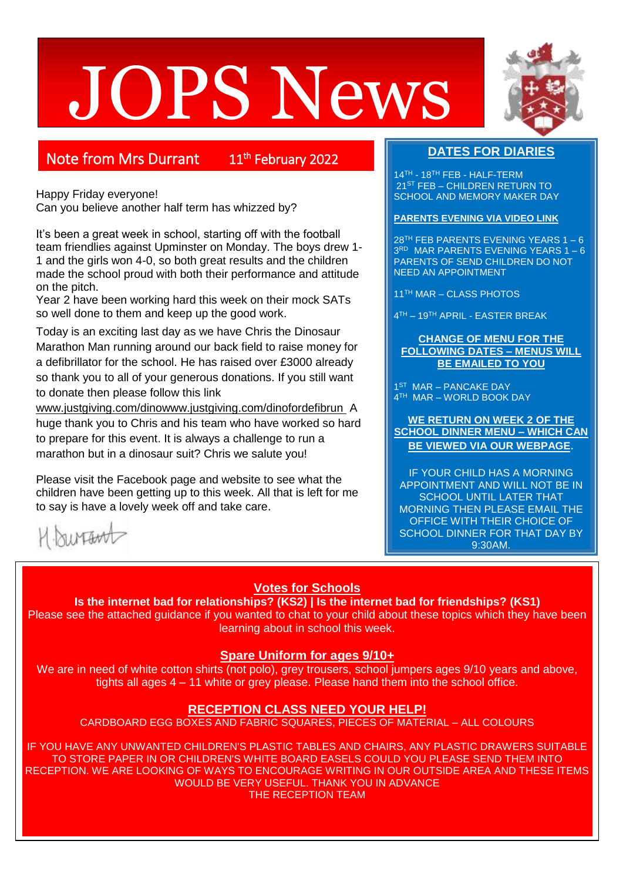# JOPS News

## Note from Mrs Durrant 11th February 2022

Happy Friday everyone!
Can you believe another half term has whizzed by?

It's been a great week in school, starting off with the football team friendlies against Upminster on Monday. The boys drew 1-1 and the girls won 4-0, so both great results and the children made the school proud with both their performance and attitude on the pitch.
Year 2 have been working hard this week on their mock SATs so well done to them and keep up the good work.

Today is an exciting last day as we have Chris the Dinosaur Marathon Man running around our back field to raise money for a defibrillator for the school. He has raised over £3000 already so thank you to all of your generous donations. If you still want to donate then please follow this link www.justgiving.com/dinowww.justgiving.com/dinofordefibrun A huge thank you to Chris and his team who have worked so hard to prepare for this event. It is always a challenge to run a marathon but in a dinosaur suit? Chris we salute you!

Please visit the Facebook page and website to see what the children have been getting up to this week. All that is left for me to say is have a lovely week off and take care.

H Durrant

## DATES FOR DIARIES

14TH - 18TH FEB - HALF-TERM
21ST FEB – CHILDREN RETURN TO SCHOOL AND MEMORY MAKER DAY

**PARENTS EVENING VIA VIDEO LINK**

28TH FEB PARENTS EVENING YEARS 1 – 6
3RD MAR PARENTS EVENING YEARS 1 – 6
PARENTS OF SEND CHILDREN DO NOT NEED AN APPOINTMENT

11TH MAR – CLASS PHOTOS

4TH – 19TH APRIL - EASTER BREAK

**CHANGE OF MENU FOR THE FOLLOWING DATES – MENUS WILL BE EMAILED TO YOU**

1ST MAR – PANCAKE DAY
4TH MAR – WORLD BOOK DAY

**WE RETURN ON WEEK 2 OF THE SCHOOL DINNER MENU – WHICH CAN BE VIEWED VIA OUR WEBPAGE.**

IF YOUR CHILD HAS A MORNING APPOINTMENT AND WILL NOT BE IN SCHOOL UNTIL LATER THAT MORNING THEN PLEASE EMAIL THE OFFICE WITH THEIR CHOICE OF SCHOOL DINNER FOR THAT DAY BY 9:30AM.

## Votes for Schools

**Is the internet bad for relationships? (KS2) | Is the internet bad for friendships? (KS1)**

Please see the attached guidance if you wanted to chat to your child about these topics which they have been learning about in school this week.

## Spare Uniform for ages 9/10+

We are in need of white cotton shirts (not polo), grey trousers, school jumpers ages 9/10 years and above, tights all ages 4 – 11 white or grey please. Please hand them into the school office.

## RECEPTION CLASS NEED YOUR HELP!

CARDBOARD EGG BOXES AND FABRIC SQUARES, PIECES OF MATERIAL – ALL COLOURS

IF YOU HAVE ANY UNWANTED CHILDREN'S PLASTIC TABLES AND CHAIRS, ANY PLASTIC DRAWERS SUITABLE TO STORE PAPER IN OR CHILDREN'S WHITE BOARD EASELS COULD YOU PLEASE SEND THEM INTO RECEPTION. WE ARE LOOKING OF WAYS TO ENCOURAGE WRITING IN OUR OUTSIDE AREA AND THESE ITEMS WOULD BE VERY USEFUL. THANK YOU IN ADVANCE
THE RECEPTION TEAM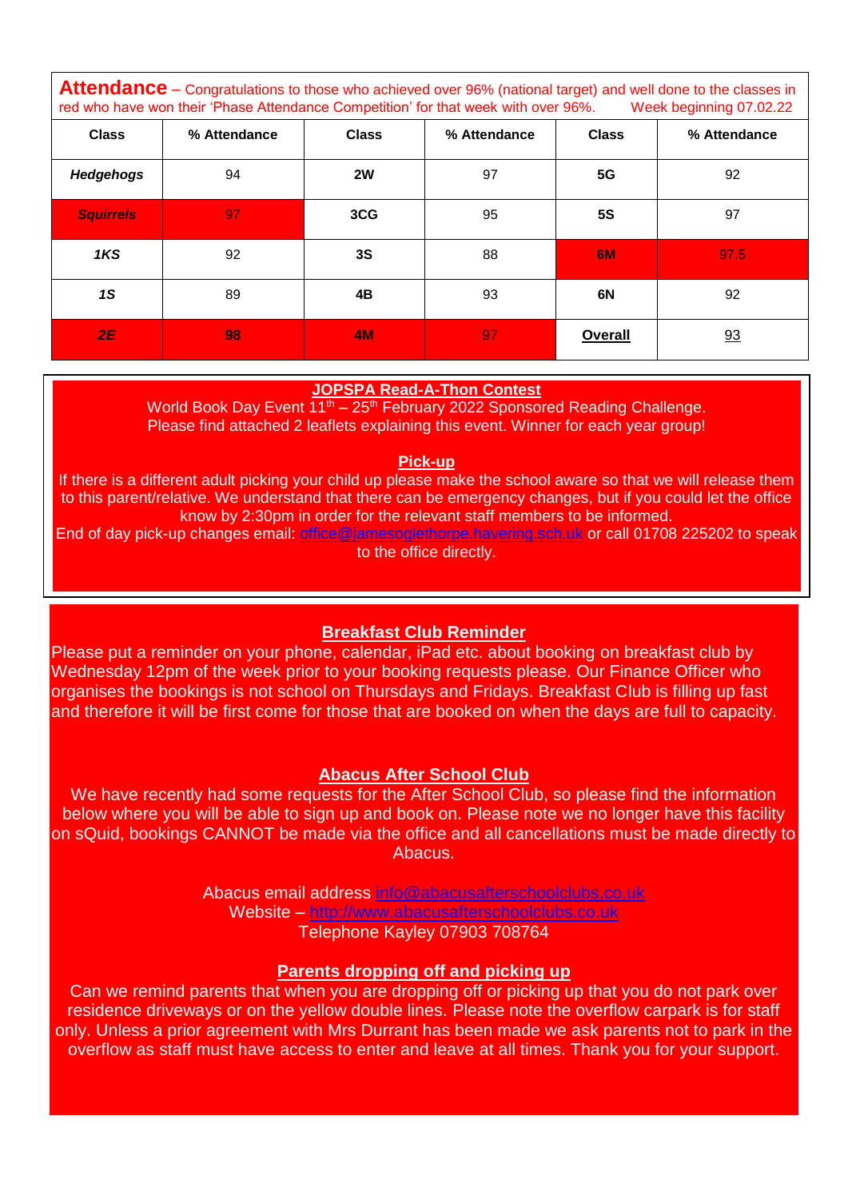**Attendance** – Congratulations to those who achieved over 96% (national target) and well done to the classes in red who have won their 'Phase Attendance Competition' for that week with over 96%. Week beginning 07.02.22

| Class | % Attendance | Class | % Attendance | Class | % Attendance |
|---|---|---|---|---|---|
| ***Hedgehogs*** | 94 | **2W** | 97 | **5G** | 92 |
| ***Squirrels*** | 97 | **3CG** | 95 | **5S** | 97 |
| ***1KS*** | 92 | **3S** | 88 | **6M** | 97.5 |
| ***1S*** | 89 | **4B** | 93 | **6N** | 92 |
| ***2E*** | **98** | **4M** | 97 | **Overall** | 93 |

**JOPSPA Read-A-Thon Contest**

World Book Day Event 11th – 25th February 2022 Sponsored Reading Challenge. Please find attached 2 leaflets explaining this event. Winner for each year group!

**Pick-up**

If there is a different adult picking your child up please make the school aware so that we will release them to this parent/relative. We understand that there can be emergency changes, but if you could let the office know by 2:30pm in order for the relevant staff members to be informed.
End of day pick-up changes email: office@jamesoglethorpe.havering.sch.uk or call 01708 225202 to speak to the office directly.

**Breakfast Club Reminder**

Please put a reminder on your phone, calendar, iPad etc. about booking on breakfast club by Wednesday 12pm of the week prior to your booking requests please. Our Finance Officer who organises the bookings is not school on Thursdays and Fridays. Breakfast Club is filling up fast and therefore it will be first come for those that are booked on when the days are full to capacity.

**Abacus After School Club**

We have recently had some requests for the After School Club, so please find the information below where you will be able to sign up and book on. Please note we no longer have this facility on sQuid, bookings CANNOT be made via the office and all cancellations must be made directly to Abacus.

Abacus email address info@abacusafterschoolclubs.co.uk
Website – http://www.abacusafterschoolclubs.co.uk
Telephone Kayley 07903 708764

**Parents dropping off and picking up**

Can we remind parents that when you are dropping off or picking up that you do not park over residence driveways or on the yellow double lines. Please note the overflow carpark is for staff only. Unless a prior agreement with Mrs Durrant has been made we ask parents not to park in the overflow as staff must have access to enter and leave at all times. Thank you for your support.